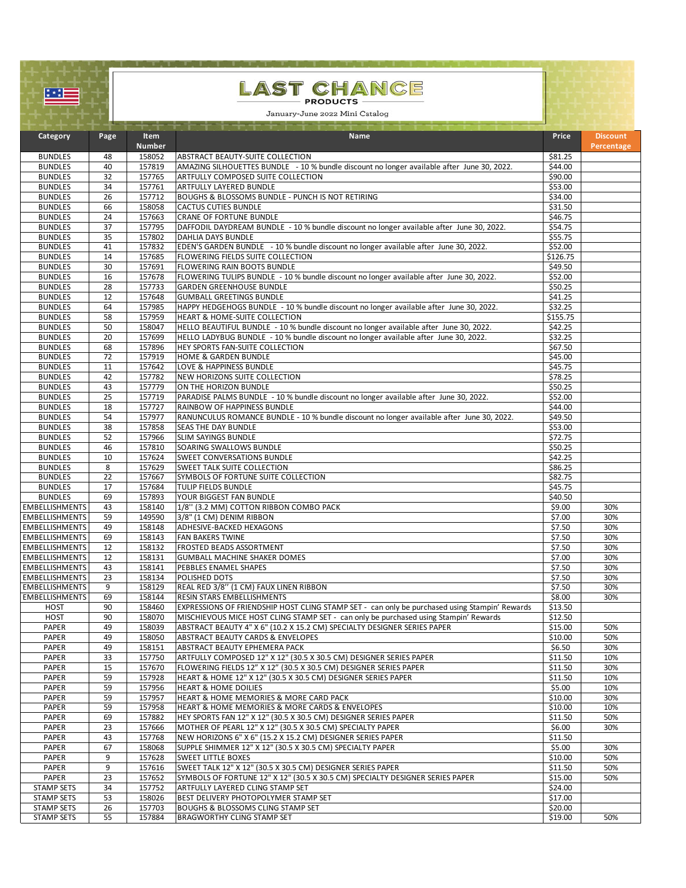# LAST CHANCE PRODUCTS

January-June 2022 Mini Catalog

| Category | Page | Item Number | Name | Price | Discount Percentage |
|---|---|---|---|---|---|
| BUNDLES | 48 | 158052 | ABSTRACT BEAUTY-SUITE COLLECTION | $81.25 | |
| BUNDLES | 40 | 157819 | AMAZING SILHOUETTES BUNDLE - 10 % bundle discount no longer available after June 30, 2022. | $44.00 | |
| BUNDLES | 32 | 157765 | ARTFULLY COMPOSED SUITE COLLECTION | $90.00 | |
| BUNDLES | 34 | 157761 | ARTFULLY LAYERED BUNDLE | $53.00 | |
| BUNDLES | 26 | 157712 | BOUGHS & BLOSSOMS BUNDLE - PUNCH IS NOT RETIRING | $34.00 | |
| BUNDLES | 66 | 158058 | CACTUS CUTIES BUNDLE | $31.50 | |
| BUNDLES | 24 | 157663 | CRANE OF FORTUNE BUNDLE | $46.75 | |
| BUNDLES | 37 | 157795 | DAFFODIL DAYDREAM BUNDLE - 10 % bundle discount no longer available after June 30, 2022. | $54.75 | |
| BUNDLES | 35 | 157802 | DAHLIA DAYS BUNDLE | $55.75 | |
| BUNDLES | 41 | 157832 | EDEN'S GARDEN BUNDLE - 10 % bundle discount no longer available after June 30, 2022. | $52.00 | |
| BUNDLES | 14 | 157685 | FLOWERING FIELDS SUITE COLLECTION | $126.75 | |
| BUNDLES | 30 | 157691 | FLOWERING RAIN BOOTS BUNDLE | $49.50 | |
| BUNDLES | 16 | 157678 | FLOWERING TULIPS BUNDLE - 10 % bundle discount no longer available after June 30, 2022. | $52.00 | |
| BUNDLES | 28 | 157733 | GARDEN GREENHOUSE BUNDLE | $50.25 | |
| BUNDLES | 12 | 157648 | GUMBALL GREETINGS BUNDLE | $41.25 | |
| BUNDLES | 64 | 157985 | HAPPY HEDGEHOGS BUNDLE - 10 % bundle discount no longer available after June 30, 2022. | $32.25 | |
| BUNDLES | 58 | 157959 | HEART & HOME-SUITE COLLECTION | $155.75 | |
| BUNDLES | 50 | 158047 | HELLO BEAUTIFUL BUNDLE - 10 % bundle discount no longer available after June 30, 2022. | $42.25 | |
| BUNDLES | 20 | 157699 | HELLO LADYBUG BUNDLE - 10 % bundle discount no longer available after June 30, 2022. | $32.25 | |
| BUNDLES | 68 | 157896 | HEY SPORTS FAN-SUITE COLLECTION | $67.50 | |
| BUNDLES | 72 | 157919 | HOME & GARDEN BUNDLE | $45.00 | |
| BUNDLES | 11 | 157642 | LOVE & HAPPINESS BUNDLE | $45.75 | |
| BUNDLES | 42 | 157782 | NEW HORIZONS SUITE COLLECTION | $78.25 | |
| BUNDLES | 43 | 157779 | ON THE HORIZON BUNDLE | $50.25 | |
| BUNDLES | 25 | 157719 | PARADISE PALMS BUNDLE - 10 % bundle discount no longer available after June 30, 2022. | $52.00 | |
| BUNDLES | 18 | 157727 | RAINBOW OF HAPPINESS BUNDLE | $44.00 | |
| BUNDLES | 54 | 157977 | RANUNCULUS ROMANCE BUNDLE - 10 % bundle discount no longer available after June 30, 2022. | $49.50 | |
| BUNDLES | 38 | 157858 | SEAS THE DAY BUNDLE | $53.00 | |
| BUNDLES | 52 | 157966 | SLIM SAYINGS BUNDLE | $72.75 | |
| BUNDLES | 46 | 157810 | SOARING SWALLOWS BUNDLE | $50.25 | |
| BUNDLES | 10 | 157624 | SWEET CONVERSATIONS BUNDLE | $42.25 | |
| BUNDLES | 8 | 157629 | SWEET TALK SUITE COLLECTION | $86.25 | |
| BUNDLES | 22 | 157667 | SYMBOLS OF FORTUNE SUITE COLLECTION | $82.75 | |
| BUNDLES | 17 | 157684 | TULIP FIELDS BUNDLE | $45.75 | |
| BUNDLES | 69 | 157893 | YOUR BIGGEST FAN BUNDLE | $40.50 | |
| EMBELLISHMENTS | 43 | 158140 | 1/8" (3.2 MM) COTTON RIBBON COMBO PACK | $9.00 | 30% |
| EMBELLISHMENTS | 59 | 149590 | 3/8" (1 CM) DENIM RIBBON | $7.00 | 30% |
| EMBELLISHMENTS | 49 | 158148 | ADHESIVE-BACKED HEXAGONS | $7.50 | 30% |
| EMBELLISHMENTS | 69 | 158143 | FAN BAKERS TWINE | $7.50 | 30% |
| EMBELLISHMENTS | 12 | 158132 | FROSTED BEADS ASSORTMENT | $7.50 | 30% |
| EMBELLISHMENTS | 12 | 158131 | GUMBALL MACHINE SHAKER DOMES | $7.00 | 30% |
| EMBELLISHMENTS | 43 | 158141 | PEBBLES ENAMEL SHAPES | $7.50 | 30% |
| EMBELLISHMENTS | 23 | 158134 | POLISHED DOTS | $7.50 | 30% |
| EMBELLISHMENTS | 9 | 158129 | REAL RED 3/8" (1 CM) FAUX LINEN RIBBON | $7.50 | 30% |
| EMBELLISHMENTS | 69 | 158144 | RESIN STARS EMBELLISHMENTS | $8.00 | 30% |
| HOST | 90 | 158460 | EXPRESSIONS OF FRIENDSHIP HOST CLING STAMP SET - can only be purchased using Stampin' Rewards | $13.50 | |
| HOST | 90 | 158070 | MISCHIEVOUS MICE HOST CLING STAMP SET - can only be purchased using Stampin' Rewards | $12.50 | |
| PAPER | 49 | 158039 | ABSTRACT BEAUTY 4" X 6" (10.2 X 15.2 CM) SPECIALTY DESIGNER SERIES PAPER | $15.00 | 50% |
| PAPER | 49 | 158050 | ABSTRACT BEAUTY CARDS & ENVELOPES | $10.00 | 50% |
| PAPER | 49 | 158151 | ABSTRACT BEAUTY EPHEMERA PACK | $6.50 | 30% |
| PAPER | 33 | 157750 | ARTFULLY COMPOSED 12" X 12" (30.5 X 30.5 CM) DESIGNER SERIES PAPER | $11.50 | 10% |
| PAPER | 15 | 157670 | FLOWERING FIELDS 12" X 12" (30.5 X 30.5 CM) DESIGNER SERIES PAPER | $11.50 | 30% |
| PAPER | 59 | 157928 | HEART & HOME 12" X 12" (30.5 X 30.5 CM) DESIGNER SERIES PAPER | $11.50 | 10% |
| PAPER | 59 | 157956 | HEART & HOME DOILIES | $5.00 | 10% |
| PAPER | 59 | 157957 | HEART & HOME MEMORIES & MORE CARD PACK | $10.00 | 30% |
| PAPER | 59 | 157958 | HEART & HOME MEMORIES & MORE CARDS & ENVELOPES | $10.00 | 10% |
| PAPER | 69 | 157882 | HEY SPORTS FAN 12" X 12" (30.5 X 30.5 CM) DESIGNER SERIES PAPER | $11.50 | 50% |
| PAPER | 23 | 157666 | MOTHER OF PEARL 12" X 12" (30.5 X 30.5 CM) SPECIALTY PAPER | $6.00 | 30% |
| PAPER | 43 | 157768 | NEW HORIZONS 6" X 6" (15.2 X 15.2 CM) DESIGNER SERIES PAPER | $11.50 | |
| PAPER | 67 | 158068 | SUPPLE SHIMMER 12" X 12" (30.5 X 30.5 CM) SPECIALTY PAPER | $5.00 | 30% |
| PAPER | 9 | 157628 | SWEET LITTLE BOXES | $10.00 | 50% |
| PAPER | 9 | 157616 | SWEET TALK 12" X 12" (30.5 X 30.5 CM) DESIGNER SERIES PAPER | $11.50 | 50% |
| PAPER | 23 | 157652 | SYMBOLS OF FORTUNE 12" X 12" (30.5 X 30.5 CM) SPECIALTY DESIGNER SERIES PAPER | $15.00 | 50% |
| STAMP SETS | 34 | 157752 | ARTFULLY LAYERED CLING STAMP SET | $24.00 | |
| STAMP SETS | 53 | 158026 | BEST DELIVERY PHOTOPOLYMER STAMP SET | $17.00 | |
| STAMP SETS | 26 | 157703 | BOUGHS & BLOSSOMS CLING STAMP SET | $20.00 | |
| STAMP SETS | 55 | 157884 | BRAGWORTHY CLING STAMP SET | $19.00 | 50% |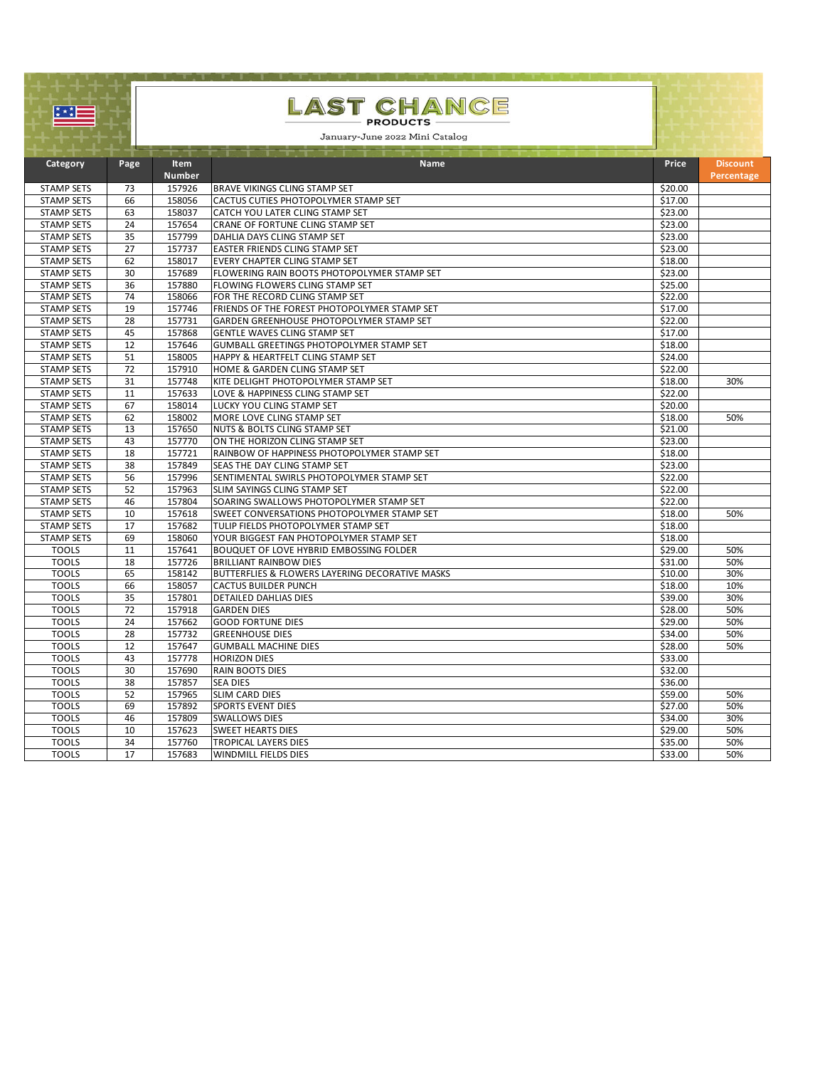# LAST CHANCE PRODUCTS

January-June 2022 Mini Catalog

| Category | Page | Item Number | Name | Price | Discount Percentage |
|---|---|---|---|---|---|
| STAMP SETS | 73 | 157926 | BRAVE VIKINGS CLING STAMP SET | $20.00 | |
| STAMP SETS | 66 | 158056 | CACTUS CUTIES PHOTOPOLYMER STAMP SET | $17.00 | |
| STAMP SETS | 63 | 158037 | CATCH YOU LATER CLING STAMP SET | $23.00 | |
| STAMP SETS | 24 | 157654 | CRANE OF FORTUNE CLING STAMP SET | $23.00 | |
| STAMP SETS | 35 | 157799 | DAHLIA DAYS CLING STAMP SET | $23.00 | |
| STAMP SETS | 27 | 157737 | EASTER FRIENDS CLING STAMP SET | $23.00 | |
| STAMP SETS | 62 | 158017 | EVERY CHAPTER CLING STAMP SET | $18.00 | |
| STAMP SETS | 30 | 157689 | FLOWERING RAIN BOOTS PHOTOPOLYMER STAMP SET | $23.00 | |
| STAMP SETS | 36 | 157880 | FLOWING FLOWERS CLING STAMP SET | $25.00 | |
| STAMP SETS | 74 | 158066 | FOR THE RECORD CLING STAMP SET | $22.00 | |
| STAMP SETS | 19 | 157746 | FRIENDS OF THE FOREST PHOTOPOLYMER STAMP SET | $17.00 | |
| STAMP SETS | 28 | 157731 | GARDEN GREENHOUSE PHOTOPOLYMER STAMP SET | $22.00 | |
| STAMP SETS | 45 | 157868 | GENTLE WAVES CLING STAMP SET | $17.00 | |
| STAMP SETS | 12 | 157646 | GUMBALL GREETINGS PHOTOPOLYMER STAMP SET | $18.00 | |
| STAMP SETS | 51 | 158005 | HAPPY & HEARTFELT CLING STAMP SET | $24.00 | |
| STAMP SETS | 72 | 157910 | HOME & GARDEN CLING STAMP SET | $22.00 | |
| STAMP SETS | 31 | 157748 | KITE DELIGHT PHOTOPOLYMER STAMP SET | $18.00 | 30% |
| STAMP SETS | 11 | 157633 | LOVE & HAPPINESS CLING STAMP SET | $22.00 | |
| STAMP SETS | 67 | 158014 | LUCKY YOU CLING STAMP SET | $20.00 | |
| STAMP SETS | 62 | 158002 | MORE LOVE CLING STAMP SET | $18.00 | 50% |
| STAMP SETS | 13 | 157650 | NUTS & BOLTS CLING STAMP SET | $21.00 | |
| STAMP SETS | 43 | 157770 | ON THE HORIZON CLING STAMP SET | $23.00 | |
| STAMP SETS | 18 | 157721 | RAINBOW OF HAPPINESS PHOTOPOLYMER STAMP SET | $18.00 | |
| STAMP SETS | 38 | 157849 | SEAS THE DAY CLING STAMP SET | $23.00 | |
| STAMP SETS | 56 | 157996 | SENTIMENTAL SWIRLS PHOTOPOLYMER STAMP SET | $22.00 | |
| STAMP SETS | 52 | 157963 | SLIM SAYINGS CLING STAMP SET | $22.00 | |
| STAMP SETS | 46 | 157804 | SOARING SWALLOWS PHOTOPOLYMER STAMP SET | $22.00 | |
| STAMP SETS | 10 | 157618 | SWEET CONVERSATIONS PHOTOPOLYMER STAMP SET | $18.00 | 50% |
| STAMP SETS | 17 | 157682 | TULIP FIELDS PHOTOPOLYMER STAMP SET | $18.00 | |
| STAMP SETS | 69 | 158060 | YOUR BIGGEST FAN PHOTOPOLYMER STAMP SET | $18.00 | |
| TOOLS | 11 | 157641 | BOUQUET OF LOVE HYBRID EMBOSSING FOLDER | $29.00 | 50% |
| TOOLS | 18 | 157726 | BRILLIANT RAINBOW DIES | $31.00 | 50% |
| TOOLS | 65 | 158142 | BUTTERFLIES & FLOWERS LAYERING DECORATIVE MASKS | $10.00 | 30% |
| TOOLS | 66 | 158057 | CACTUS BUILDER PUNCH | $18.00 | 10% |
| TOOLS | 35 | 157801 | DETAILED DAHLIAS DIES | $39.00 | 30% |
| TOOLS | 72 | 157918 | GARDEN DIES | $28.00 | 50% |
| TOOLS | 24 | 157662 | GOOD FORTUNE DIES | $29.00 | 50% |
| TOOLS | 28 | 157732 | GREENHOUSE DIES | $34.00 | 50% |
| TOOLS | 12 | 157647 | GUMBALL MACHINE DIES | $28.00 | 50% |
| TOOLS | 43 | 157778 | HORIZON DIES | $33.00 | |
| TOOLS | 30 | 157690 | RAIN BOOTS DIES | $32.00 | |
| TOOLS | 38 | 157857 | SEA DIES | $36.00 | |
| TOOLS | 52 | 157965 | SLIM CARD DIES | $59.00 | 50% |
| TOOLS | 69 | 157892 | SPORTS EVENT DIES | $27.00 | 50% |
| TOOLS | 46 | 157809 | SWALLOWS DIES | $34.00 | 30% |
| TOOLS | 10 | 157623 | SWEET HEARTS DIES | $29.00 | 50% |
| TOOLS | 34 | 157760 | TROPICAL LAYERS DIES | $35.00 | 50% |
| TOOLS | 17 | 157683 | WINDMILL FIELDS DIES | $33.00 | 50% |